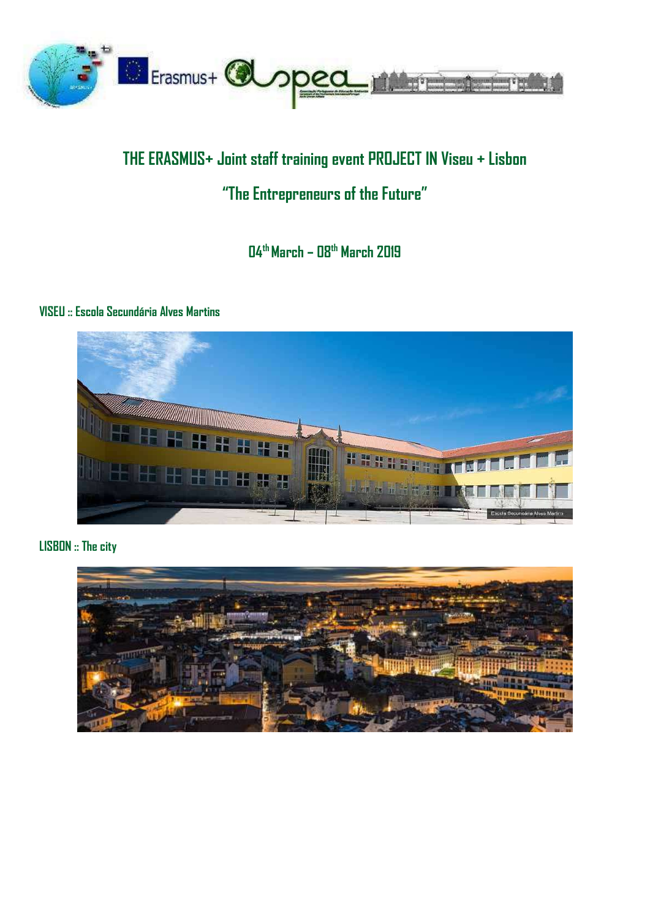# THE ERASMUS+ Joint staff training event PROJECT IN Viseu + Lisbon

## "The Entrepreneurs of the Future"

### $04^{th}$ March – $08^{th}$ March 2019

**VISEU :: Escola Secundária Alves Martins**

**LISBON :: The city**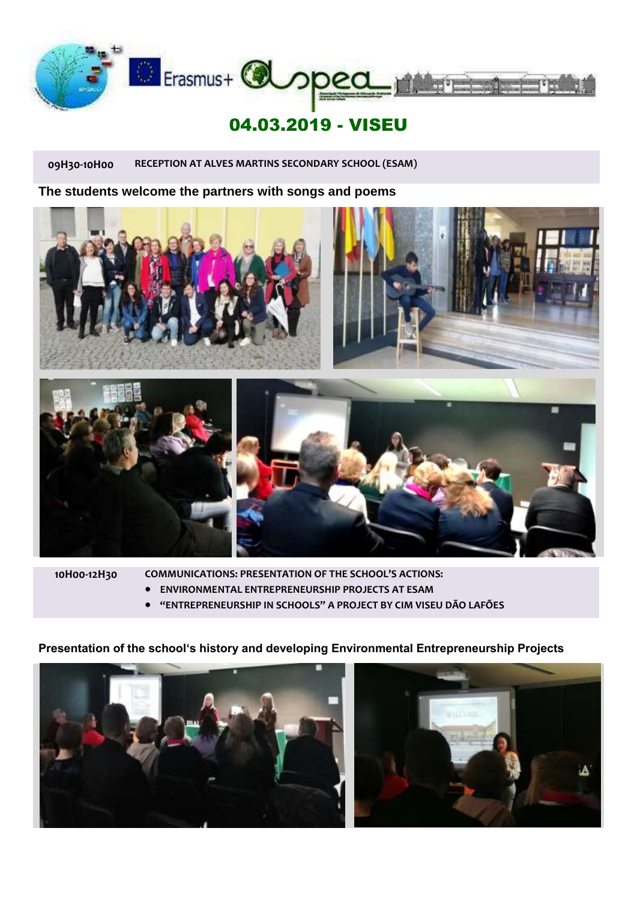# 04.03.2019 - VISEU

**09H30-10H00** RECEPTION AT ALVES MARTINS SECONDARY SCHOOL (ESAM)

**The students welcome the partners with songs and poems**

**10H00-12H30** COMMUNICATIONS: PRESENTATION OF THE SCHOOL'S ACTIONS:

- ENVIRONMENTAL ENTREPRENEURSHIP PROJECTS AT ESAM
- "ENTREPRENEURSHIP IN SCHOOLS" A PROJECT BY CIM VISEU DÃO LAFÕES

**Presentation of the school's history and developing Environmental Entrepreneurship Projects**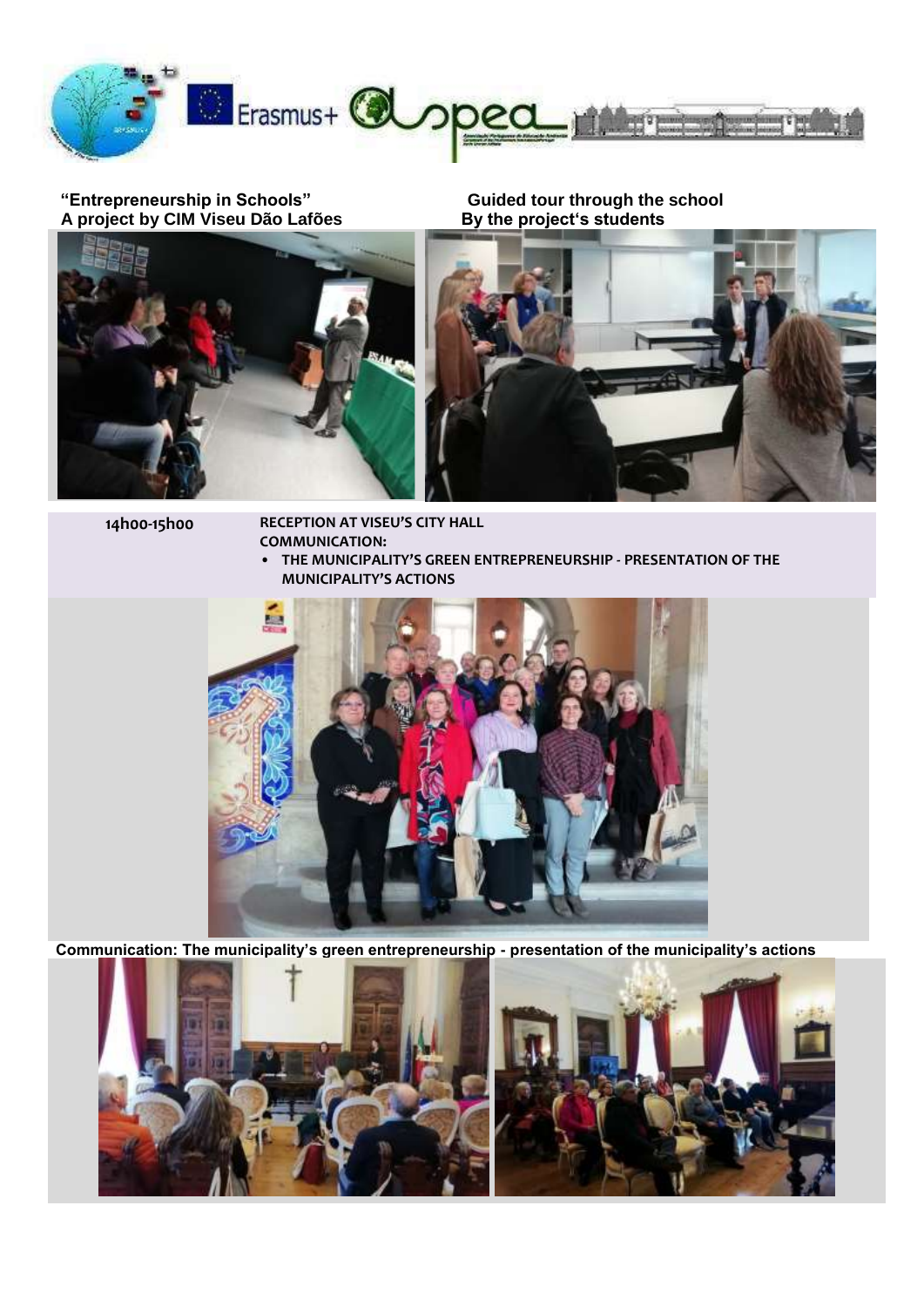**"Entrepreneurship in Schools"**
**A project by CIM Viseu Dão Lafões**

**Guided tour through the school**
**By the project's students**

| 14h00-15h00 | RECEPTION AT VISEU'S CITY HALL<br>COMMUNICATION:<br>• THE MUNICIPALITY'S GREEN ENTREPRENEURSHIP - PRESENTATION OF THE MUNICIPALITY'S ACTIONS |
|---|---|

**Communication: The municipality's green entrepreneurship - presentation of the municipality's actions**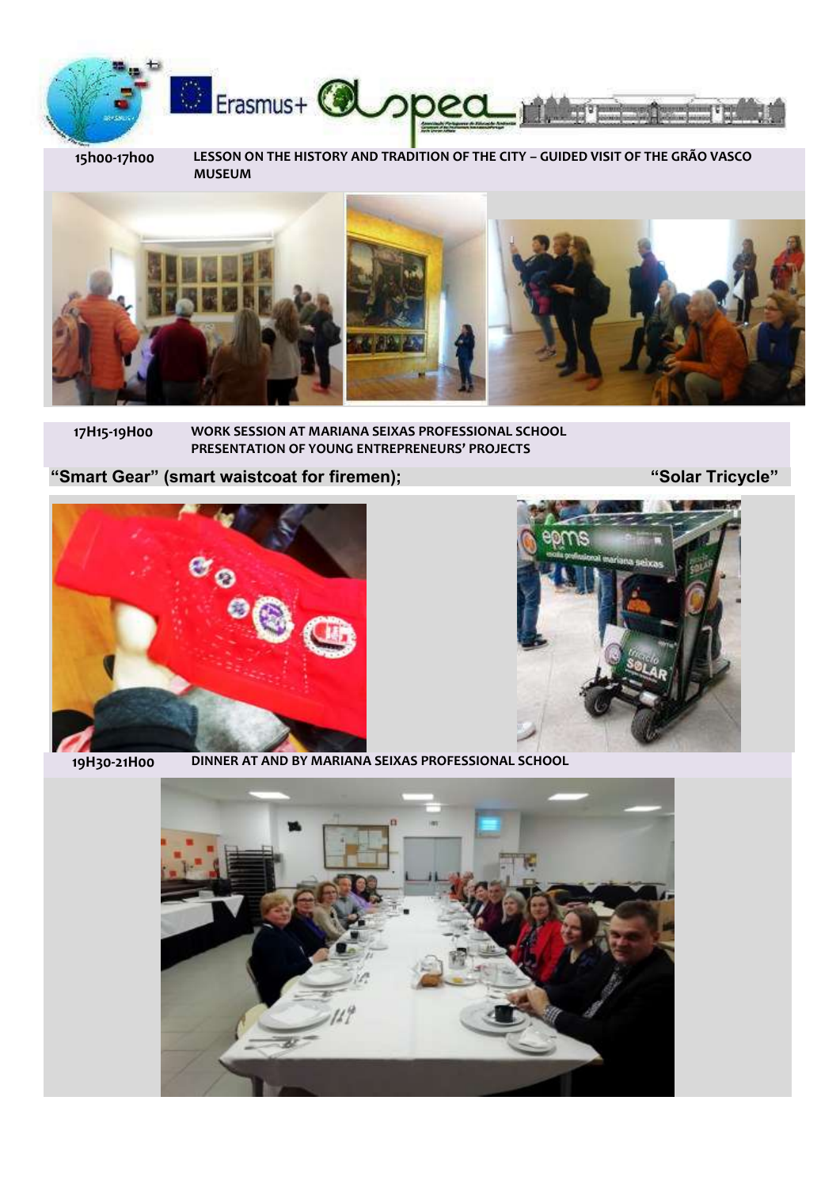| 15h00-17h00 | LESSON ON THE HISTORY AND TRADITION OF THE CITY – GUIDED VISIT OF THE GRÃO VASCO MUSEUM |
|---|---|

| 17H15-19H00 | WORK SESSION AT MARIANA SEIXAS PROFESSIONAL SCHOOL PRESENTATION OF YOUNG ENTREPRENEURS' PROJECTS |
|---|---|

**"Smart Gear" (smart waistcoat for firemen);** **"Solar Tricycle"**

| 19H30-21H00 | DINNER AT AND BY MARIANA SEIXAS PROFESSIONAL SCHOOL |
|---|---|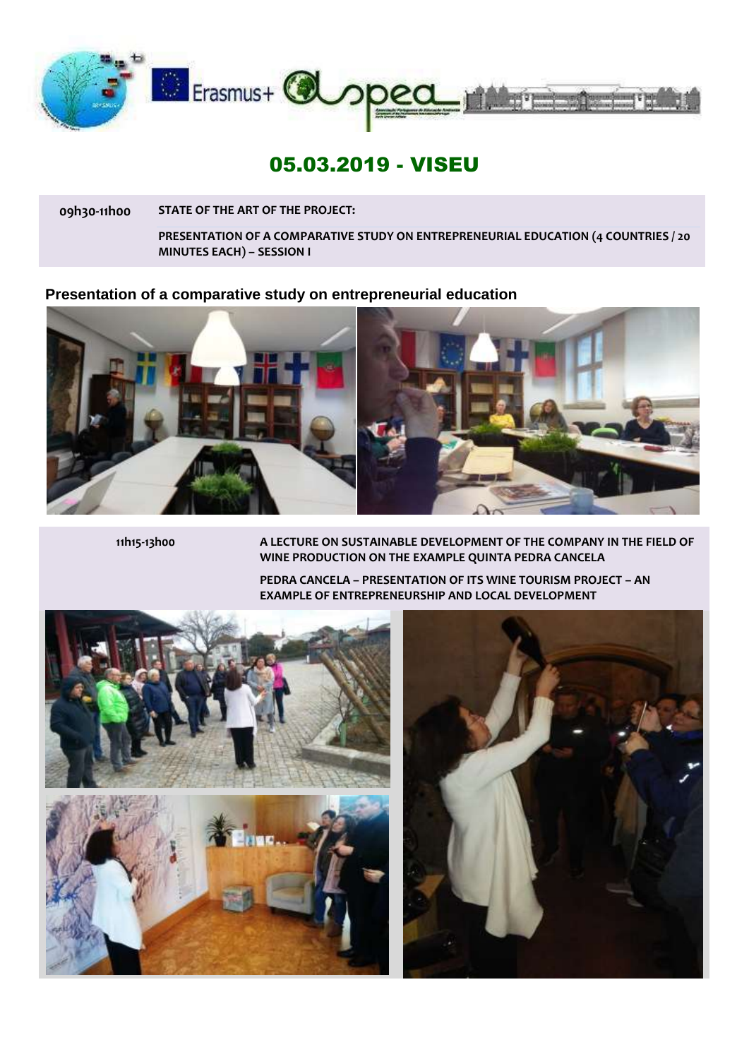# 05.03.2019 - VISEU

| | |
|---|---|
| 09h30-11h00 | **STATE OF THE ART OF THE PROJECT:** |
| | **PRESENTATION OF A COMPARATIVE STUDY ON ENTREPRENEURIAL EDUCATION (4 COUNTRIES / 20 MINUTES EACH) – SESSION I** |

### Presentation of a comparative study on entrepreneurial education

| | |
|---|---|
| 11h15-13h00 | **A LECTURE ON SUSTAINABLE DEVELOPMENT OF THE COMPANY IN THE FIELD OF WINE PRODUCTION ON THE EXAMPLE QUINTA PEDRA CANCELA** |
| | **PEDRA CANCELA – PRESENTATION OF ITS WINE TOURISM PROJECT – AN EXAMPLE OF ENTREPRENEURSHIP AND LOCAL DEVELOPMENT** |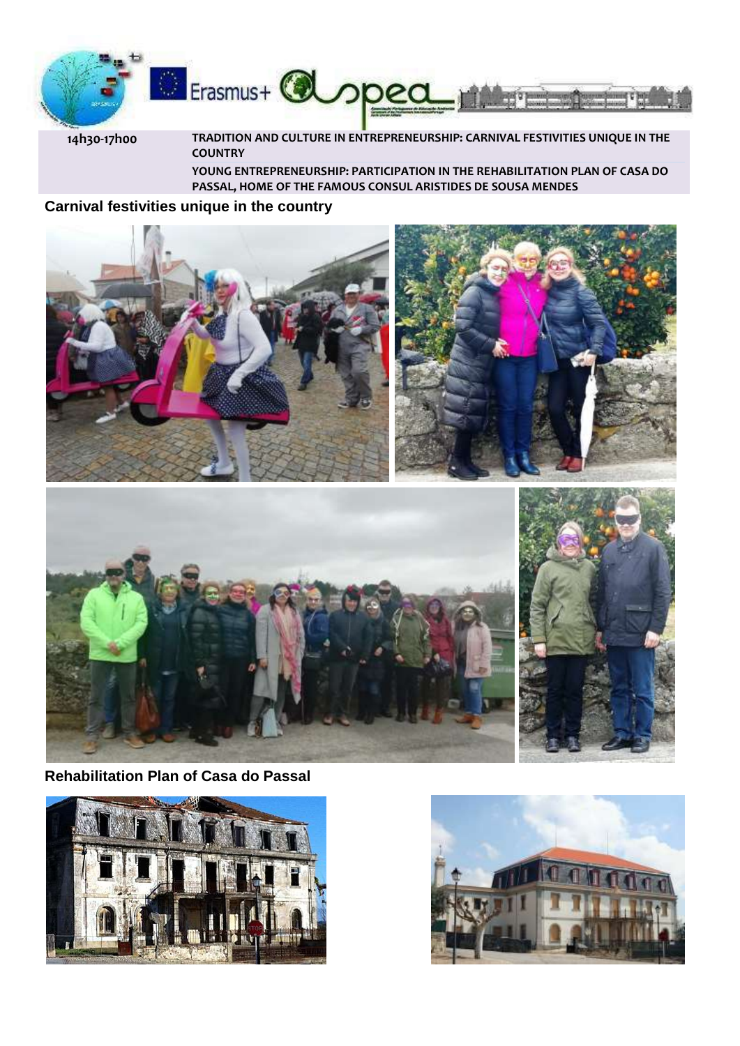| 14h30-17h00 | TRADITION AND CULTURE IN ENTREPRENEURSHIP: CARNIVAL FESTIVITIES UNIQUE IN THE COUNTRY |
| --- | --- |
| | YOUNG ENTREPRENEURSHIP: PARTICIPATION IN THE REHABILITATION PLAN OF CASA DO PASSAL, HOME OF THE FAMOUS CONSUL ARISTIDES DE SOUSA MENDES |

## Carnival festivities unique in the country

## Rehabilitation Plan of Casa do Passal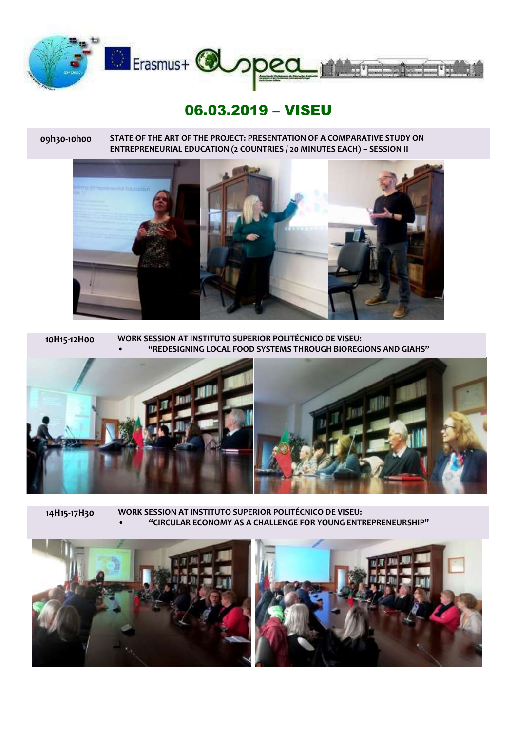# 06.03.2019 – VISEU

**09h30-10h00** **STATE OF THE ART OF THE PROJECT: PRESENTATION OF A COMPARATIVE STUDY ON ENTREPRENEURIAL EDUCATION (2 COUNTRIES / 20 MINUTES EACH) – SESSION II**

**10H15-12H00** **WORK SESSION AT INSTITUTO SUPERIOR POLITÉCNICO DE VISEU:**

- **"REDESIGNING LOCAL FOOD SYSTEMS THROUGH BIOREGIONS AND GIAHS"**

**14H15-17H30** **WORK SESSION AT INSTITUTO SUPERIOR POLITÉCNICO DE VISEU:**

- **"CIRCULAR ECONOMY AS A CHALLENGE FOR YOUNG ENTREPRENEURSHIP"**